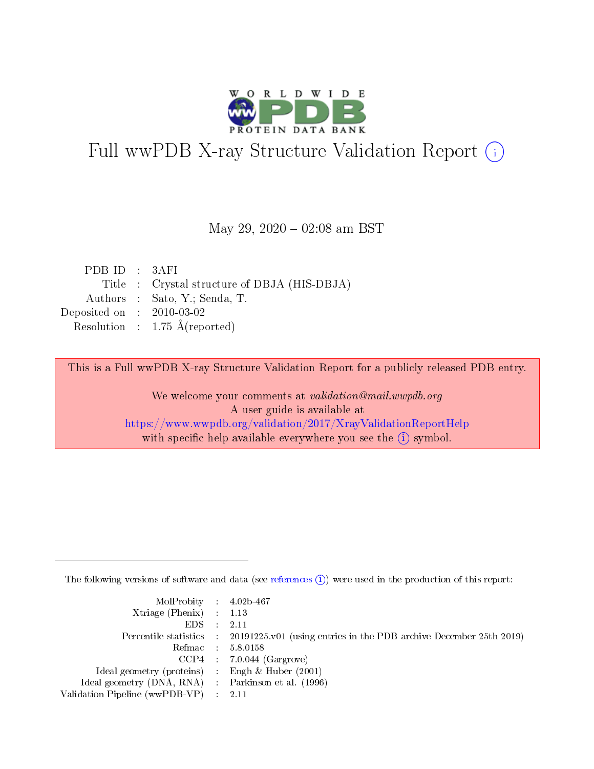# Full wwPDB X-ray Structure Validation Report (i)

May 29, 2020 – 02:08 am BST

| | | |
|---|---|---|
| PDB ID | : | 3AFI |
| Title | : | Crystal structure of DBJA (HIS-DBJA) |
| Authors | : | Sato, Y.; Senda, T. |
| Deposited on | : | 2010-03-02 |
| Resolution | : | 1.75 Å(reported) |

This is a Full wwPDB X-ray Structure Validation Report for a publicly released PDB entry.

We welcome your comments at *validation@mail.wwpdb.org*
A user guide is available at
https://www.wwpdb.org/validation/2017/XrayValidationReportHelp
with specific help available everywhere you see the (i) symbol.

---

The following versions of software and data (see references (i)) were used in the production of this report:

| | | |
|---|---|---|
| MolProbity | : | 4.02b-467 |
| Xtriage (Phenix) | : | 1.13 |
| EDS | : | 2.11 |
| Percentile statistics | : | 20191225.v01 (using entries in the PDB archive December 25th 2019) |
| Refmac | : | 5.8.0158 |
| CCP4 | : | 7.0.044 (Gargrove) |
| Ideal geometry (proteins) | : | Engh & Huber (2001) |
| Ideal geometry (DNA, RNA) | : | Parkinson et al. (1996) |
| Validation Pipeline (wwPDB-VP) | : | 2.11 |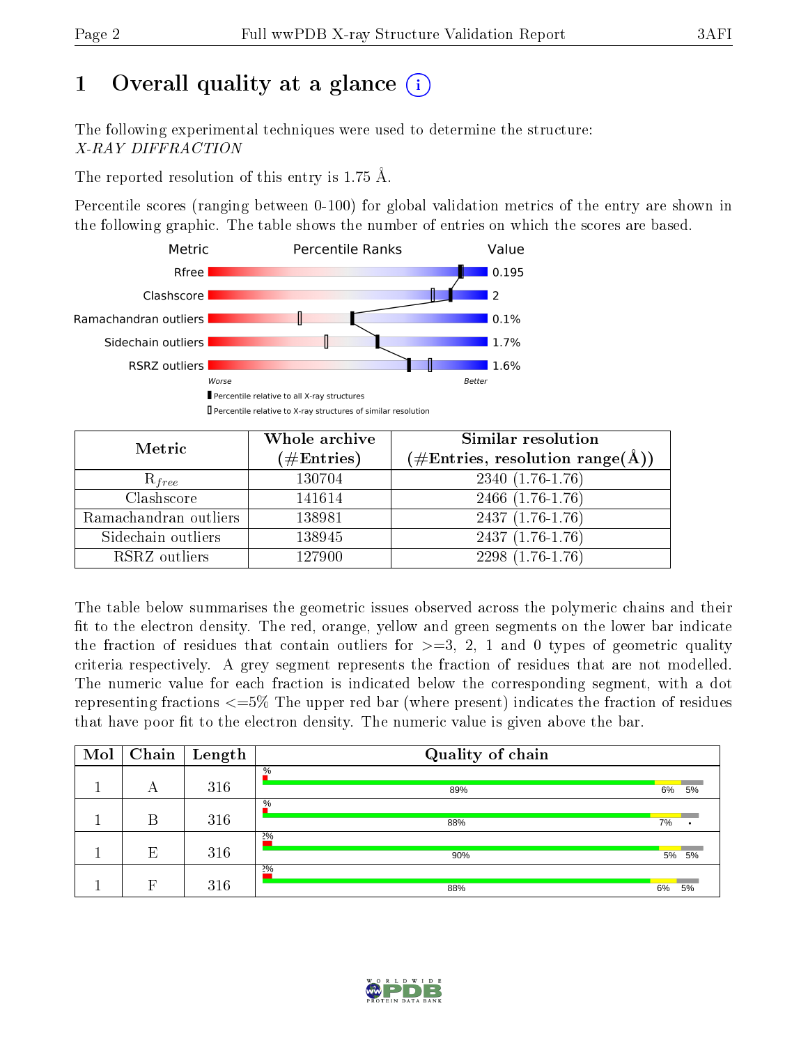# 1 Overall quality at a glance

The following experimental techniques were used to determine the structure:
*X-RAY DIFFRACTION*

The reported resolution of this entry is 1.75 Å.

Percentile scores (ranging between 0-100) for global validation metrics of the entry are shown in the following graphic. The table shows the number of entries on which the scores are based.

| Metric | Value |
|---|---|
| Rfree | 0.195 |
| Clashscore | 2 |
| Ramachandran outliers | 0.1% |
| Sidechain outliers | 1.7% |
| RSRZ outliers | 1.6% |

Worse — Better

■ Percentile relative to all X-ray structures
□ Percentile relative to X-ray structures of similar resolution

| Metric | Whole archive (#Entries) | Similar resolution (#Entries, resolution range(Å)) |
|---|---|---|
| $R_{free}$ | 130704 | 2340 (1.76-1.76) |
| Clashscore | 141614 | 2466 (1.76-1.76) |
| Ramachandran outliers | 138981 | 2437 (1.76-1.76) |
| Sidechain outliers | 138945 | 2437 (1.76-1.76) |
| RSRZ outliers | 127900 | 2298 (1.76-1.76) |

The table below summarises the geometric issues observed across the polymeric chains and their fit to the electron density. The red, orange, yellow and green segments on the lower bar indicate the fraction of residues that contain outliers for >=3, 2, 1 and 0 types of geometric quality criteria respectively. A grey segment represents the fraction of residues that are not modelled. The numeric value for each fraction is indicated below the corresponding segment, with a dot representing fractions <=5% The upper red bar (where present) indicates the fraction of residues that have poor fit to the electron density. The numeric value is given above the bar.

| Mol | Chain | Length | Quality of chain |
|---|---|---|---|
| 1 | A | 316 | % ; 89% ; 6% ; 5% |
| 1 | B | 316 | % ; 88% ; 7% ; • |
| 1 | E | 316 | 2% ; 90% ; 5% ; 5% |
| 1 | F | 316 | 2% ; 88% ; 6% ; 5% |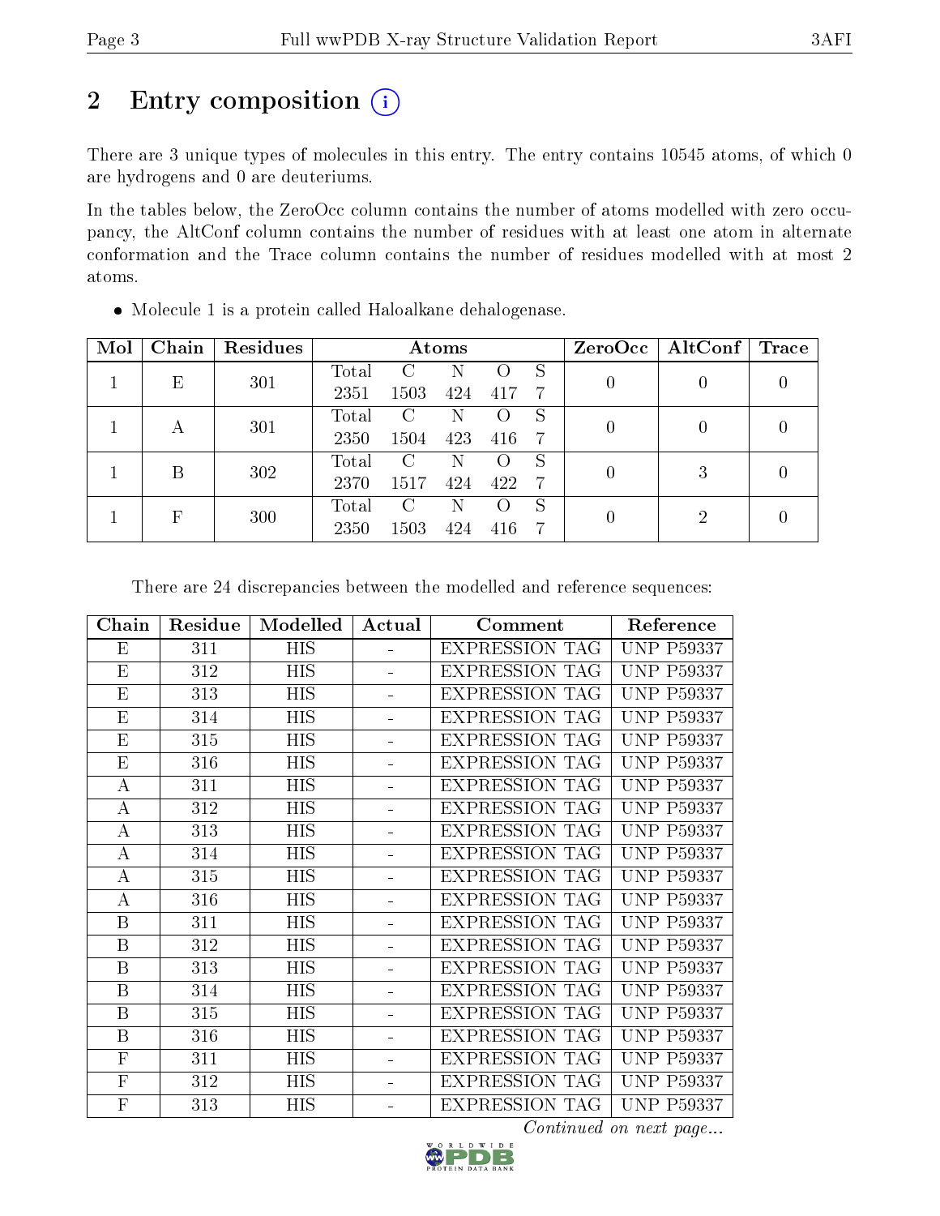# 2 Entry composition

There are 3 unique types of molecules in this entry. The entry contains 10545 atoms, of which 0 are hydrogens and 0 are deuteriums.

In the tables below, the ZeroOcc column contains the number of atoms modelled with zero occupancy, the AltConf column contains the number of residues with at least one atom in alternate conformation and the Trace column contains the number of residues modelled with at most 2 atoms.

- Molecule 1 is a protein called Haloalkane dehalogenase.

| Mol | Chain | Residues | Atoms | | | | | ZeroOcc | AltConf | Trace |
|---|---|---|---|---|---|---|---|---|---|---|
| 1 | E | 301 | Total | C | N | O | S | 0 | 0 | 0 |
| | | | 2351 | 1503 | 424 | 417 | 7 | | | |
| 1 | A | 301 | Total | C | N | O | S | 0 | 0 | 0 |
| | | | 2350 | 1504 | 423 | 416 | 7 | | | |
| 1 | B | 302 | Total | C | N | O | S | 0 | 3 | 0 |
| | | | 2370 | 1517 | 424 | 422 | 7 | | | |
| 1 | F | 300 | Total | C | N | O | S | 0 | 2 | 0 |
| | | | 2350 | 1503 | 424 | 416 | 7 | | | |

There are 24 discrepancies between the modelled and reference sequences:

| Chain | Residue | Modelled | Actual | Comment | Reference |
|---|---|---|---|---|---|
| E | 311 | HIS | - | EXPRESSION TAG | UNP P59337 |
| E | 312 | HIS | - | EXPRESSION TAG | UNP P59337 |
| E | 313 | HIS | - | EXPRESSION TAG | UNP P59337 |
| E | 314 | HIS | - | EXPRESSION TAG | UNP P59337 |
| E | 315 | HIS | - | EXPRESSION TAG | UNP P59337 |
| E | 316 | HIS | - | EXPRESSION TAG | UNP P59337 |
| A | 311 | HIS | - | EXPRESSION TAG | UNP P59337 |
| A | 312 | HIS | - | EXPRESSION TAG | UNP P59337 |
| A | 313 | HIS | - | EXPRESSION TAG | UNP P59337 |
| A | 314 | HIS | - | EXPRESSION TAG | UNP P59337 |
| A | 315 | HIS | - | EXPRESSION TAG | UNP P59337 |
| A | 316 | HIS | - | EXPRESSION TAG | UNP P59337 |
| B | 311 | HIS | - | EXPRESSION TAG | UNP P59337 |
| B | 312 | HIS | - | EXPRESSION TAG | UNP P59337 |
| B | 313 | HIS | - | EXPRESSION TAG | UNP P59337 |
| B | 314 | HIS | - | EXPRESSION TAG | UNP P59337 |
| B | 315 | HIS | - | EXPRESSION TAG | UNP P59337 |
| B | 316 | HIS | - | EXPRESSION TAG | UNP P59337 |
| F | 311 | HIS | - | EXPRESSION TAG | UNP P59337 |
| F | 312 | HIS | - | EXPRESSION TAG | UNP P59337 |
| F | 313 | HIS | - | EXPRESSION TAG | UNP P59337 |

*Continued on next page...*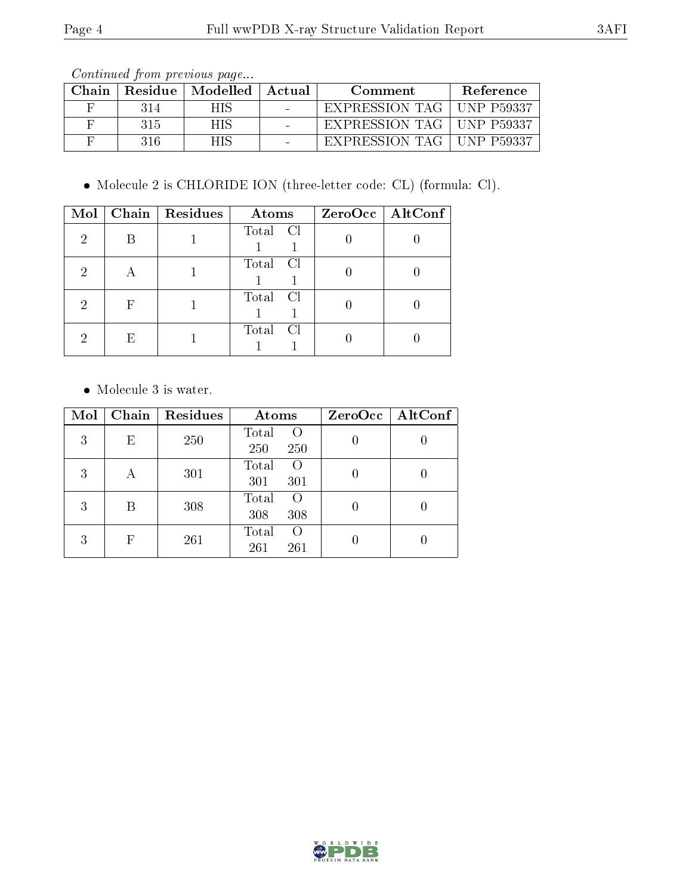*Continued from previous page...*

| Chain | Residue | Modelled | Actual | Comment | Reference |
|---|---|---|---|---|---|
| F | 314 | HIS | - | EXPRESSION TAG | UNP P59337 |
| F | 315 | HIS | - | EXPRESSION TAG | UNP P59337 |
| F | 316 | HIS | - | EXPRESSION TAG | UNP P59337 |

- Molecule 2 is CHLORIDE ION (three-letter code: CL) (formula: Cl).

| Mol | Chain | Residues | Atoms | | ZeroOcc | AltConf |
|---|---|---|---|---|---|---|
| | | | Total | Cl | | |
| 2 | B | 1 | 1 | 1 | 0 | 0 |
| 2 | A | 1 | 1 | 1 | 0 | 0 |
| 2 | F | 1 | 1 | 1 | 0 | 0 |
| 2 | E | 1 | 1 | 1 | 0 | 0 |

- Molecule 3 is water.

| Mol | Chain | Residues | Atoms | | ZeroOcc | AltConf |
|---|---|---|---|---|---|---|
| | | | Total | O | | |
| 3 | E | 250 | 250 | 250 | 0 | 0 |
| 3 | A | 301 | 301 | 301 | 0 | 0 |
| 3 | B | 308 | 308 | 308 | 0 | 0 |
| 3 | F | 261 | 261 | 261 | 0 | 0 |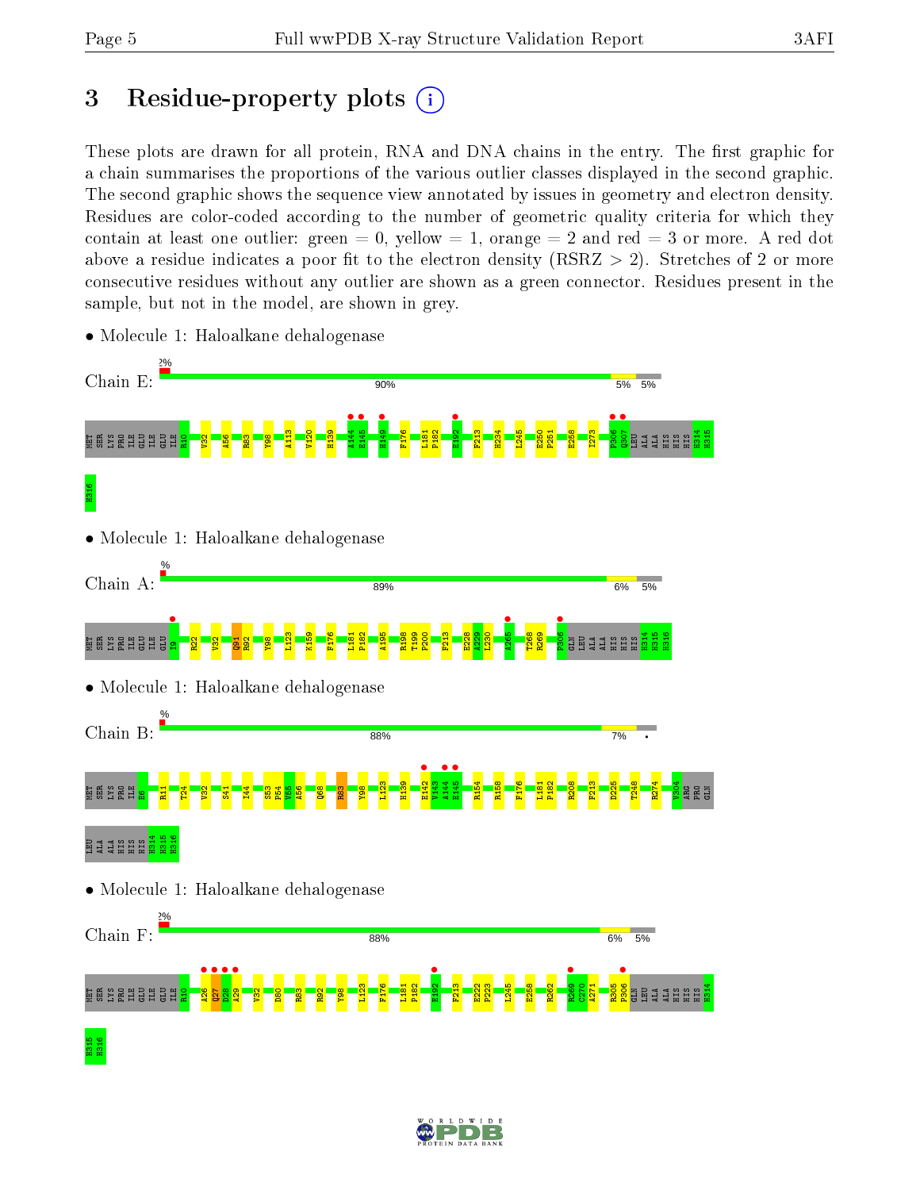# 3 Residue-property plots

These plots are drawn for all protein, RNA and DNA chains in the entry. The first graphic for a chain summarises the proportions of the various outlier classes displayed in the second graphic. The second graphic shows the sequence view annotated by issues in geometry and electron density. Residues are color-coded according to the number of geometric quality criteria for which they contain at least one outlier: green = 0, yellow = 1, orange = 2 and red = 3 or more. A red dot above a residue indicates a poor fit to the electron density (RSRZ > 2). Stretches of 2 or more consecutive residues without any outlier are shown as a green connector. Residues present in the sample, but not in the model, are shown in grey.

- Molecule 1: Haloalkane dehalogenase

Chain E: 2% | 90% | 5% | 5%

MET SER LYS PRO ILE GLU ILE GLU ILE R10 V32 A56 R83 Y98 A113 V120 H139 A144 E145 H149 F176 L181 P182 E192 F213 H234 L245 E250 P251 E258 I273 P306 Q307 LEU ALA ALA HIS HIS HIS H314 H315 H316

- Molecule 1: Haloalkane dehalogenase

Chain A: % | 89% | 6% | 5%

MET SER LYS PRO ILE GLU ILE GLU I9 R22 V32 Q91 R92 Y98 L123 K150 F176 L181 P182 A195 R198 T199 P200 F213 E228 A229 L230 A265 T268 R269 P306 GLN LEU ALA ALA HIS HIS HIS H314 H315 H316

- Molecule 1: Haloalkane dehalogenase

Chain B: % | 88% | 7% | •

MET SER LYS PRO ILE E6 R11 T24 V32 S41 I44 S53 P54 V55 A56 Q68 R83 Y98 L123 H139 E142 V143 A144 E145 R154 R158 F176 L181 P182 R208 F213 D225 T248 R274 V304 ARG PRO GLN LEU ALA ALA HIS HIS HIS H314 H315 H316

- Molecule 1: Haloalkane dehalogenase

Chain F: 2% | 88% | 6% | 5%

MET SER LYS PRO ILE GLU ILE GLU ILE R10 A26 Q27 D28 A29 V32 D80 R83 R92 Y98 L123 F176 L181 P182 E192 F213 E222 P223 L245 E258 R262 R269 C270 A271 R305 P306 GLN LEU ALA ALA HIS HIS HIS H314 H315 H316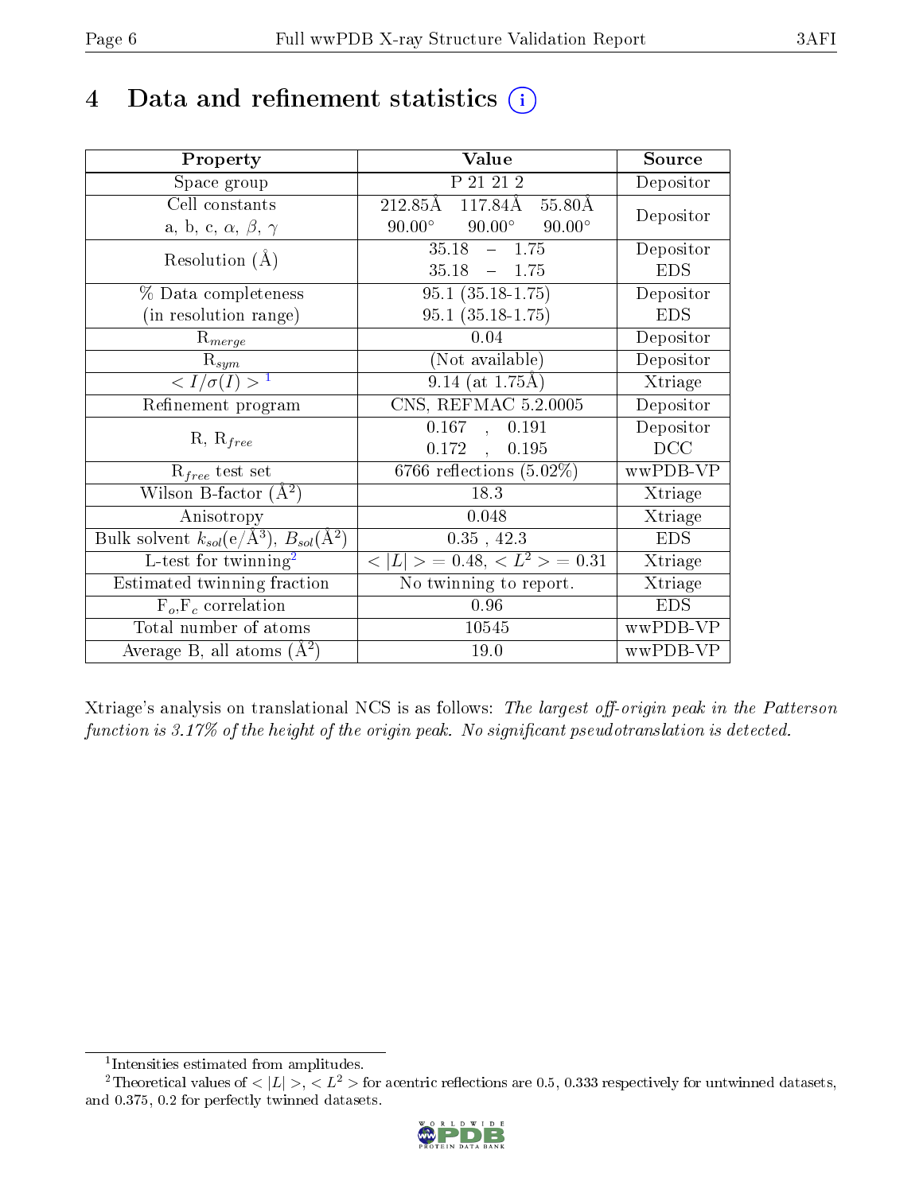# 4 Data and refinement statistics

| Property | Value | Source |
|---|---|---|
| Space group | P 21 21 2 | Depositor |
| Cell constants<br>a, b, c, $\alpha$, $\beta$, $\gamma$ | 212.85Å 117.84Å 55.80Å<br>90.00° 90.00° 90.00° | Depositor |
| Resolution (Å) | 35.18 – 1.75<br>35.18 – 1.75 | Depositor<br>EDS |
| % Data completeness<br>(in resolution range) | 95.1 (35.18-1.75)<br>95.1 (35.18-1.75) | Depositor<br>EDS |
| $R_{merge}$ | 0.04 | Depositor |
| $R_{sym}$ | (Not available) | Depositor |
| $< I/\sigma(I) >$ [1] | 9.14 (at 1.75Å) | Xtriage |
| Refinement program | CNS, REFMAC 5.2.0005 | Depositor |
| R, $R_{free}$ | 0.167 , 0.191<br>0.172 , 0.195 | Depositor<br>DCC |
| $R_{free}$ test set | 6766 reflections (5.02%) | wwPDB-VP |
| Wilson B-factor (Å$^2$) | 18.3 | Xtriage |
| Anisotropy | 0.048 | Xtriage |
| Bulk solvent $k_{sol}$(e/Å$^3$), $B_{sol}$(Å$^2$) | 0.35 , 42.3 | EDS |
| L-test for twinning[2] | $< \|L\| >$ = 0.48, $< L^2 >$ = 0.31 | Xtriage |
| Estimated twinning fraction | No twinning to report. | Xtriage |
| $F_o$,$F_c$ correlation | 0.96 | EDS |
| Total number of atoms | 10545 | wwPDB-VP |
| Average B, all atoms (Å$^2$) | 19.0 | wwPDB-VP |

Xtriage's analysis on translational NCS is as follows: *The largest off-origin peak in the Patterson function is 3.17% of the height of the origin peak. No significant pseudotranslation is detected.*

[1] Intensities estimated from amplitudes.

[2] Theoretical values of $< |L| >$, $< L^2 >$ for acentric reflections are 0.5, 0.333 respectively for untwinned datasets, and 0.375, 0.2 for perfectly twinned datasets.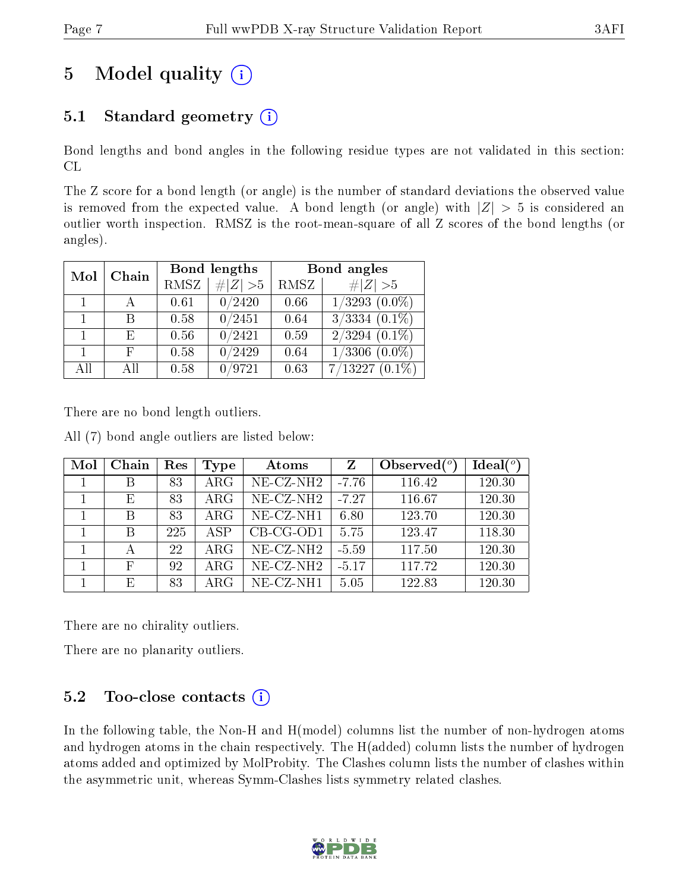# 5 Model quality

## 5.1 Standard geometry

Bond lengths and bond angles in the following residue types are not validated in this section: CL

The Z score for a bond length (or angle) is the number of standard deviations the observed value is removed from the expected value. A bond length (or angle) with $|Z| > 5$ is considered an outlier worth inspection. RMSZ is the root-mean-square of all Z scores of the bond lengths (or angles).

| Mol | Chain | Bond lengths | | Bond angles | |
|---|---|---|---|---|---|
| | | RMSZ | $\#\|Z\| > 5$ | RMSZ | $\#\|Z\| > 5$ |
| 1 | A | 0.61 | 0/2420 | 0.66 | 1/3293 (0.0%) |
| 1 | B | 0.58 | 0/2451 | 0.64 | 3/3334 (0.1%) |
| 1 | E | 0.56 | 0/2421 | 0.59 | 2/3294 (0.1%) |
| 1 | F | 0.58 | 0/2429 | 0.64 | 1/3306 (0.0%) |
| All | All | 0.58 | 0/9721 | 0.63 | 7/13227 (0.1%) |

There are no bond length outliers.

All (7) bond angle outliers are listed below:

| Mol | Chain | Res | Type | Atoms | Z | Observed(°) | Ideal(°) |
|---|---|---|---|---|---|---|---|
| 1 | B | 83 | ARG | NE-CZ-NH2 | -7.76 | 116.42 | 120.30 |
| 1 | E | 83 | ARG | NE-CZ-NH2 | -7.27 | 116.67 | 120.30 |
| 1 | B | 83 | ARG | NE-CZ-NH1 | 6.80 | 123.70 | 120.30 |
| 1 | B | 225 | ASP | CB-CG-OD1 | 5.75 | 123.47 | 118.30 |
| 1 | A | 22 | ARG | NE-CZ-NH2 | -5.59 | 117.50 | 120.30 |
| 1 | F | 92 | ARG | NE-CZ-NH2 | -5.17 | 117.72 | 120.30 |
| 1 | E | 83 | ARG | NE-CZ-NH1 | 5.05 | 122.83 | 120.30 |

There are no chirality outliers.

There are no planarity outliers.

## 5.2 Too-close contacts

In the following table, the Non-H and H(model) columns list the number of non-hydrogen atoms and hydrogen atoms in the chain respectively. The H(added) column lists the number of hydrogen atoms added and optimized by MolProbity. The Clashes column lists the number of clashes within the asymmetric unit, whereas Symm-Clashes lists symmetry related clashes.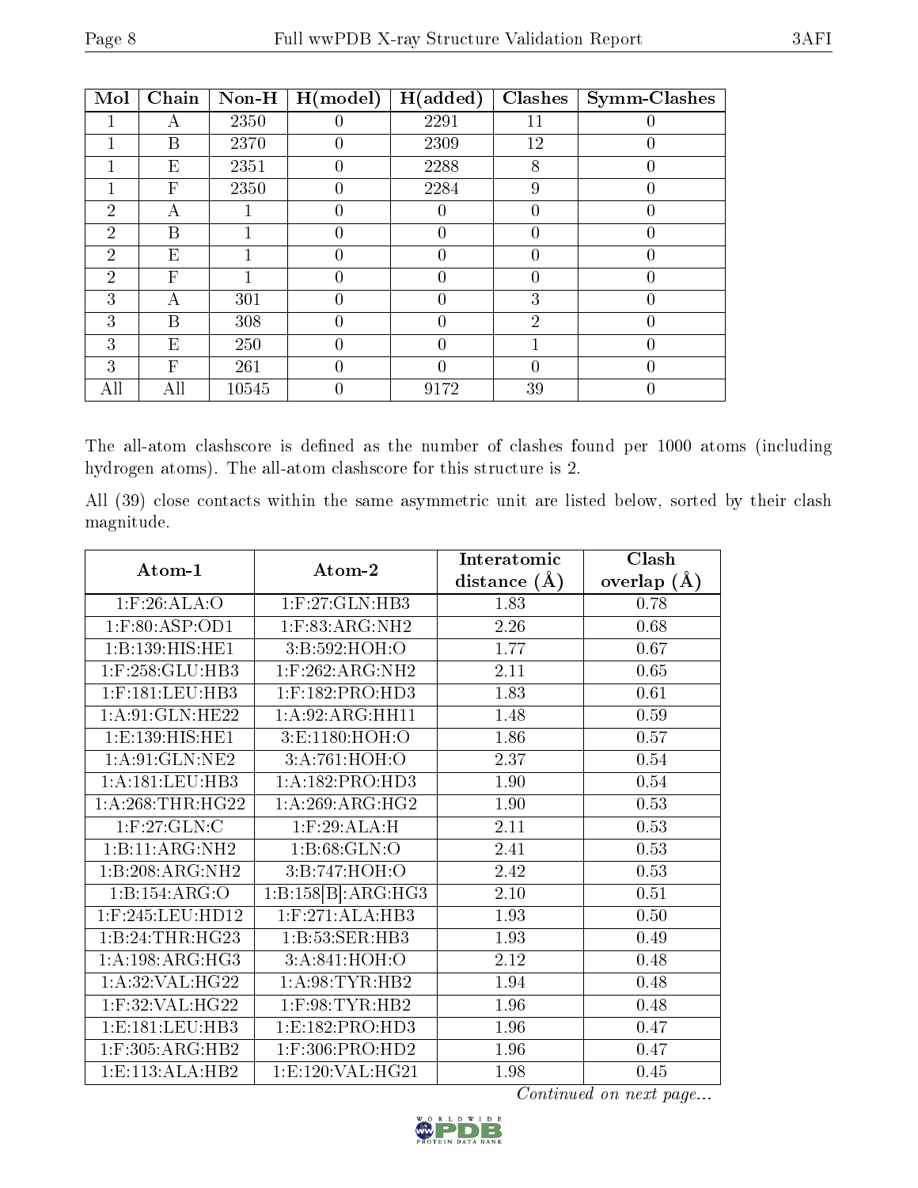| Mol | Chain | Non-H | H(model) | H(added) | Clashes | Symm-Clashes |
| --- | --- | --- | --- | --- | --- | --- |
| 1 | A | 2350 | 0 | 2291 | 11 | 0 |
| 1 | B | 2370 | 0 | 2309 | 12 | 0 |
| 1 | E | 2351 | 0 | 2288 | 8 | 0 |
| 1 | F | 2350 | 0 | 2284 | 9 | 0 |
| 2 | A | 1 | 0 | 0 | 0 | 0 |
| 2 | B | 1 | 0 | 0 | 0 | 0 |
| 2 | E | 1 | 0 | 0 | 0 | 0 |
| 2 | F | 1 | 0 | 0 | 0 | 0 |
| 3 | A | 301 | 0 | 0 | 3 | 0 |
| 3 | B | 308 | 0 | 0 | 2 | 0 |
| 3 | E | 250 | 0 | 0 | 1 | 0 |
| 3 | F | 261 | 0 | 0 | 0 | 0 |
| All | All | 10545 | 0 | 9172 | 39 | 0 |

The all-atom clashscore is defined as the number of clashes found per 1000 atoms (including hydrogen atoms). The all-atom clashscore for this structure is 2.

All (39) close contacts within the same asymmetric unit are listed below, sorted by their clash magnitude.

| Atom-1 | Atom-2 | Interatomic distance (Å) | Clash overlap (Å) |
| --- | --- | --- | --- |
| 1:F:26:ALA:O | 1:F:27:GLN:HB3 | 1.83 | 0.78 |
| 1:F:80:ASP:OD1 | 1:F:83:ARG:NH2 | 2.26 | 0.68 |
| 1:B:139:HIS:HE1 | 3:B:592:HOH:O | 1.77 | 0.67 |
| 1:F:258:GLU:HB3 | 1:F:262:ARG:NH2 | 2.11 | 0.65 |
| 1:F:181:LEU:HB3 | 1:F:182:PRO:HD3 | 1.83 | 0.61 |
| 1:A:91:GLN:HE22 | 1:A:92:ARG:HH11 | 1.48 | 0.59 |
| 1:E:139:HIS:HE1 | 3:E:1180:HOH:O | 1.86 | 0.57 |
| 1:A:91:GLN:NE2 | 3:A:761:HOH:O | 2.37 | 0.54 |
| 1:A:181:LEU:HB3 | 1:A:182:PRO:HD3 | 1.90 | 0.54 |
| 1:A:268:THR:HG22 | 1:A:269:ARG:HG2 | 1.90 | 0.53 |
| 1:F:27:GLN:C | 1:F:29:ALA:H | 2.11 | 0.53 |
| 1:B:11:ARG:NH2 | 1:B:68:GLN:O | 2.41 | 0.53 |
| 1:B:208:ARG:NH2 | 3:B:747:HOH:O | 2.42 | 0.53 |
| 1:B:154:ARG:O | 1:B:158[B]:ARG:HG3 | 2.10 | 0.51 |
| 1:F:245:LEU:HD12 | 1:F:271:ALA:HB3 | 1.93 | 0.50 |
| 1:B:24:THR:HG23 | 1:B:53:SER:HB3 | 1.93 | 0.49 |
| 1:A:198:ARG:HG3 | 3:A:841:HOH:O | 2.12 | 0.48 |
| 1:A:32:VAL:HG22 | 1:A:98:TYR:HB2 | 1.94 | 0.48 |
| 1:F:32:VAL:HG22 | 1:F:98:TYR:HB2 | 1.96 | 0.48 |
| 1:E:181:LEU:HB3 | 1:E:182:PRO:HD3 | 1.96 | 0.47 |
| 1:F:305:ARG:HB2 | 1:F:306:PRO:HD2 | 1.96 | 0.47 |
| 1:E:113:ALA:HB2 | 1:E:120:VAL:HG21 | 1.98 | 0.45 |

*Continued on next page...*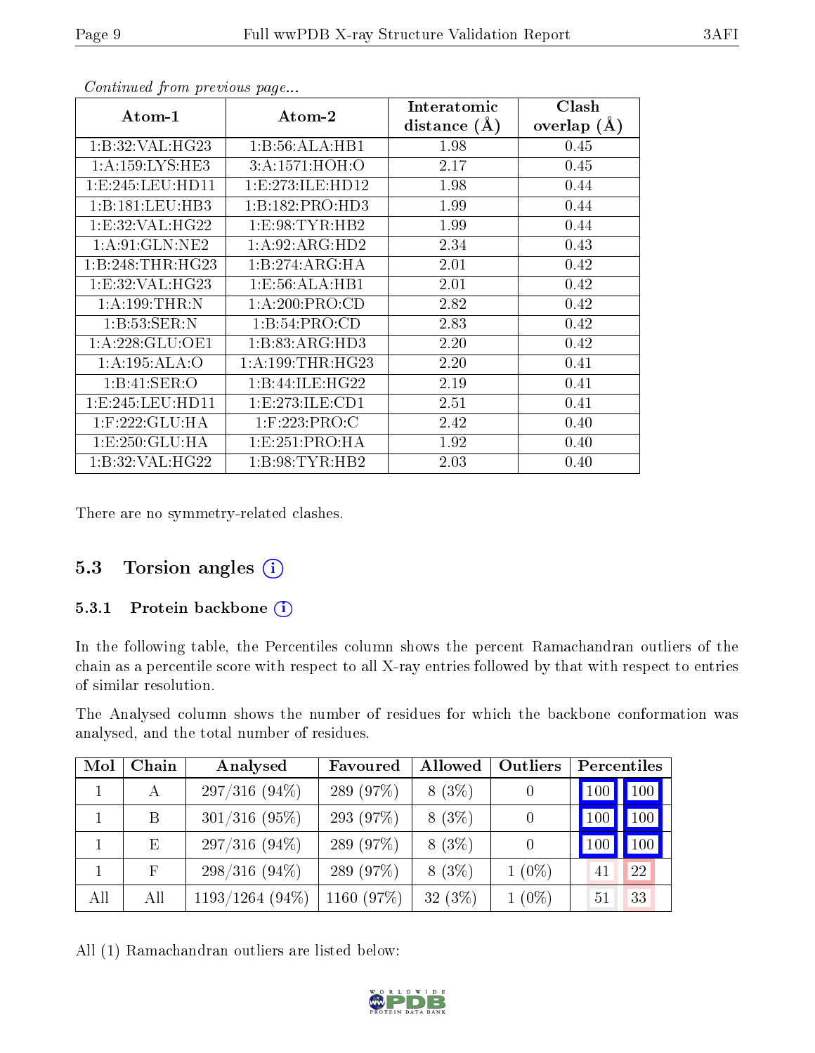*Continued from previous page...*

| Atom-1 | Atom-2 | Interatomic distance (Å) | Clash overlap (Å) |
|---|---|---|---|
| 1:B:32:VAL:HG23 | 1:B:56:ALA:HB1 | 1.98 | 0.45 |
| 1:A:159:LYS:HE3 | 3:A:1571:HOH:O | 2.17 | 0.45 |
| 1:E:245:LEU:HD11 | 1:E:273:ILE:HD12 | 1.98 | 0.44 |
| 1:B:181:LEU:HB3 | 1:B:182:PRO:HD3 | 1.99 | 0.44 |
| 1:E:32:VAL:HG22 | 1:E:98:TYR:HB2 | 1.99 | 0.44 |
| 1:A:91:GLN:NE2 | 1:A:92:ARG:HD2 | 2.34 | 0.43 |
| 1:B:248:THR:HG23 | 1:B:274:ARG:HA | 2.01 | 0.42 |
| 1:E:32:VAL:HG23 | 1:E:56:ALA:HB1 | 2.01 | 0.42 |
| 1:A:199:THR:N | 1:A:200:PRO:CD | 2.82 | 0.42 |
| 1:B:53:SER:N | 1:B:54:PRO:CD | 2.83 | 0.42 |
| 1:A:228:GLU:OE1 | 1:B:83:ARG:HD3 | 2.20 | 0.42 |
| 1:A:195:ALA:O | 1:A:199:THR:HG23 | 2.20 | 0.41 |
| 1:B:41:SER:O | 1:B:44:ILE:HG22 | 2.19 | 0.41 |
| 1:E:245:LEU:HD11 | 1:E:273:ILE:CD1 | 2.51 | 0.41 |
| 1:F:222:GLU:HA | 1:F:223:PRO:C | 2.42 | 0.40 |
| 1:E:250:GLU:HA | 1:E:251:PRO:HA | 1.92 | 0.40 |
| 1:B:32:VAL:HG22 | 1:B:98:TYR:HB2 | 2.03 | 0.40 |

There are no symmetry-related clashes.

## 5.3 Torsion angles

### 5.3.1 Protein backbone

In the following table, the Percentiles column shows the percent Ramachandran outliers of the chain as a percentile score with respect to all X-ray entries followed by that with respect to entries of similar resolution.

The Analysed column shows the number of residues for which the backbone conformation was analysed, and the total number of residues.

| Mol | Chain | Analysed | Favoured | Allowed | Outliers | Percentiles | |
|---|---|---|---|---|---|---|---|
| 1 | A | 297/316 (94%) | 289 (97%) | 8 (3%) | 0 | 100 | 100 |
| 1 | B | 301/316 (95%) | 293 (97%) | 8 (3%) | 0 | 100 | 100 |
| 1 | E | 297/316 (94%) | 289 (97%) | 8 (3%) | 0 | 100 | 100 |
| 1 | F | 298/316 (94%) | 289 (97%) | 8 (3%) | 1 (0%) | 41 | 22 |
| All | All | 1193/1264 (94%) | 1160 (97%) | 32 (3%) | 1 (0%) | 51 | 33 |

All (1) Ramachandran outliers are listed below: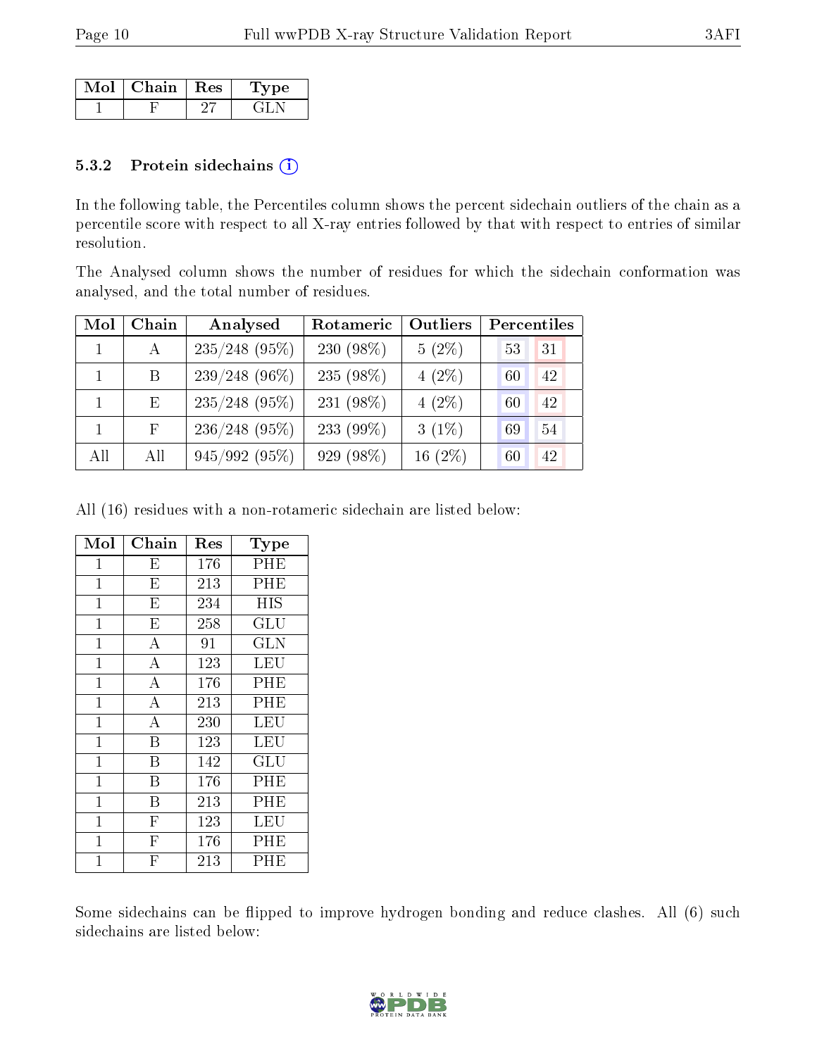| Mol | Chain | Res | Type |
|---|---|---|---|
| 1 | F | 27 | GLN |

### 5.3.2 Protein sidechains

In the following table, the Percentiles column shows the percent sidechain outliers of the chain as a percentile score with respect to all X-ray entries followed by that with respect to entries of similar resolution.

The Analysed column shows the number of residues for which the sidechain conformation was analysed, and the total number of residues.

| Mol | Chain | Analysed | Rotameric | Outliers | Percentiles | |
|---|---|---|---|---|---|---|
| 1 | A | 235/248 (95%) | 230 (98%) | 5 (2%) | 53 | 31 |
| 1 | B | 239/248 (96%) | 235 (98%) | 4 (2%) | 60 | 42 |
| 1 | E | 235/248 (95%) | 231 (98%) | 4 (2%) | 60 | 42 |
| 1 | F | 236/248 (95%) | 233 (99%) | 3 (1%) | 69 | 54 |
| All | All | 945/992 (95%) | 929 (98%) | 16 (2%) | 60 | 42 |

All (16) residues with a non-rotameric sidechain are listed below:

| Mol | Chain | Res | Type |
|---|---|---|---|
| 1 | E | 176 | PHE |
| 1 | E | 213 | PHE |
| 1 | E | 234 | HIS |
| 1 | E | 258 | GLU |
| 1 | A | 91 | GLN |
| 1 | A | 123 | LEU |
| 1 | A | 176 | PHE |
| 1 | A | 213 | PHE |
| 1 | A | 230 | LEU |
| 1 | B | 123 | LEU |
| 1 | B | 142 | GLU |
| 1 | B | 176 | PHE |
| 1 | B | 213 | PHE |
| 1 | F | 123 | LEU |
| 1 | F | 176 | PHE |
| 1 | F | 213 | PHE |

Some sidechains can be flipped to improve hydrogen bonding and reduce clashes. All (6) such sidechains are listed below: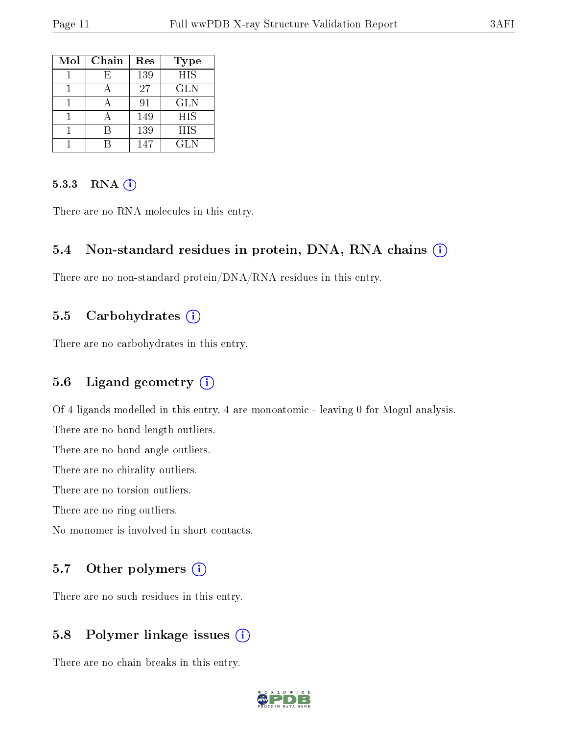| Mol | Chain | Res | Type |
|---|---|---|---|
| 1 | E | 139 | HIS |
| 1 | A | 27 | GLN |
| 1 | A | 91 | GLN |
| 1 | A | 149 | HIS |
| 1 | B | 139 | HIS |
| 1 | B | 147 | GLN |

#### 5.3.3 RNA

There are no RNA molecules in this entry.

### 5.4 Non-standard residues in protein, DNA, RNA chains

There are no non-standard protein/DNA/RNA residues in this entry.

### 5.5 Carbohydrates

There are no carbohydrates in this entry.

### 5.6 Ligand geometry

Of 4 ligands modelled in this entry, 4 are monoatomic - leaving 0 for Mogul analysis.

There are no bond length outliers.

There are no bond angle outliers.

There are no chirality outliers.

There are no torsion outliers.

There are no ring outliers.

No monomer is involved in short contacts.

### 5.7 Other polymers

There are no such residues in this entry.

### 5.8 Polymer linkage issues

There are no chain breaks in this entry.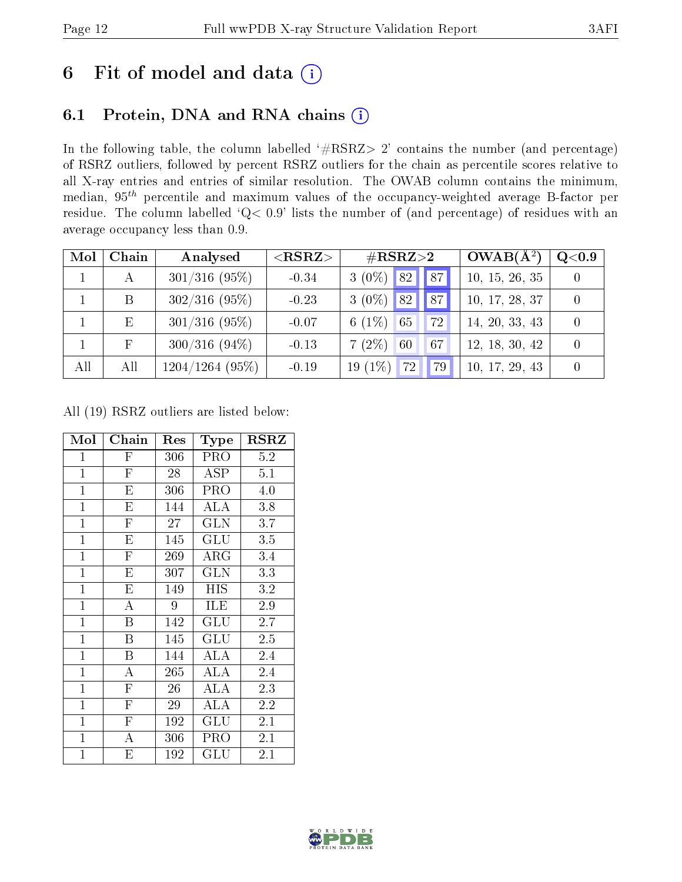# 6 Fit of model and data (i)

## 6.1 Protein, DNA and RNA chains (i)

In the following table, the column labelled '#RSRZ> 2' contains the number (and percentage) of RSRZ outliers, followed by percent RSRZ outliers for the chain as percentile scores relative to all X-ray entries and entries of similar resolution. The OWAB column contains the minimum, median, $95^{th}$ percentile and maximum values of the occupancy-weighted average B-factor per residue. The column labelled 'Q< 0.9' lists the number of (and percentage) of residues with an average occupancy less than 0.9.

| Mol | Chain | Analysed | <RSRZ> | #RSRZ>2 | | | OWAB(Å$^2$) | Q<0.9 |
|---|---|---|---|---|---|---|---|---|
| 1 | A | 301/316 (95%) | -0.34 | 3 (0%) | 82 | 87 | 10, 15, 26, 35 | 0 |
| 1 | B | 302/316 (95%) | -0.23 | 3 (0%) | 82 | 87 | 10, 17, 28, 37 | 0 |
| 1 | E | 301/316 (95%) | -0.07 | 6 (1%) | 65 | 72 | 14, 20, 33, 43 | 0 |
| 1 | F | 300/316 (94%) | -0.13 | 7 (2%) | 60 | 67 | 12, 18, 30, 42 | 0 |
| All | All | 1204/1264 (95%) | -0.19 | 19 (1%) | 72 | 79 | 10, 17, 29, 43 | 0 |

All (19) RSRZ outliers are listed below:

| Mol | Chain | Res | Type | RSRZ |
|---|---|---|---|---|
| 1 | F | 306 | PRO | 5.2 |
| 1 | F | 28 | ASP | 5.1 |
| 1 | E | 306 | PRO | 4.0 |
| 1 | E | 144 | ALA | 3.8 |
| 1 | F | 27 | GLN | 3.7 |
| 1 | E | 145 | GLU | 3.5 |
| 1 | F | 269 | ARG | 3.4 |
| 1 | E | 307 | GLN | 3.3 |
| 1 | E | 149 | HIS | 3.2 |
| 1 | A | 9 | ILE | 2.9 |
| 1 | B | 142 | GLU | 2.7 |
| 1 | B | 145 | GLU | 2.5 |
| 1 | B | 144 | ALA | 2.4 |
| 1 | A | 265 | ALA | 2.4 |
| 1 | F | 26 | ALA | 2.3 |
| 1 | F | 29 | ALA | 2.2 |
| 1 | F | 192 | GLU | 2.1 |
| 1 | A | 306 | PRO | 2.1 |
| 1 | E | 192 | GLU | 2.1 |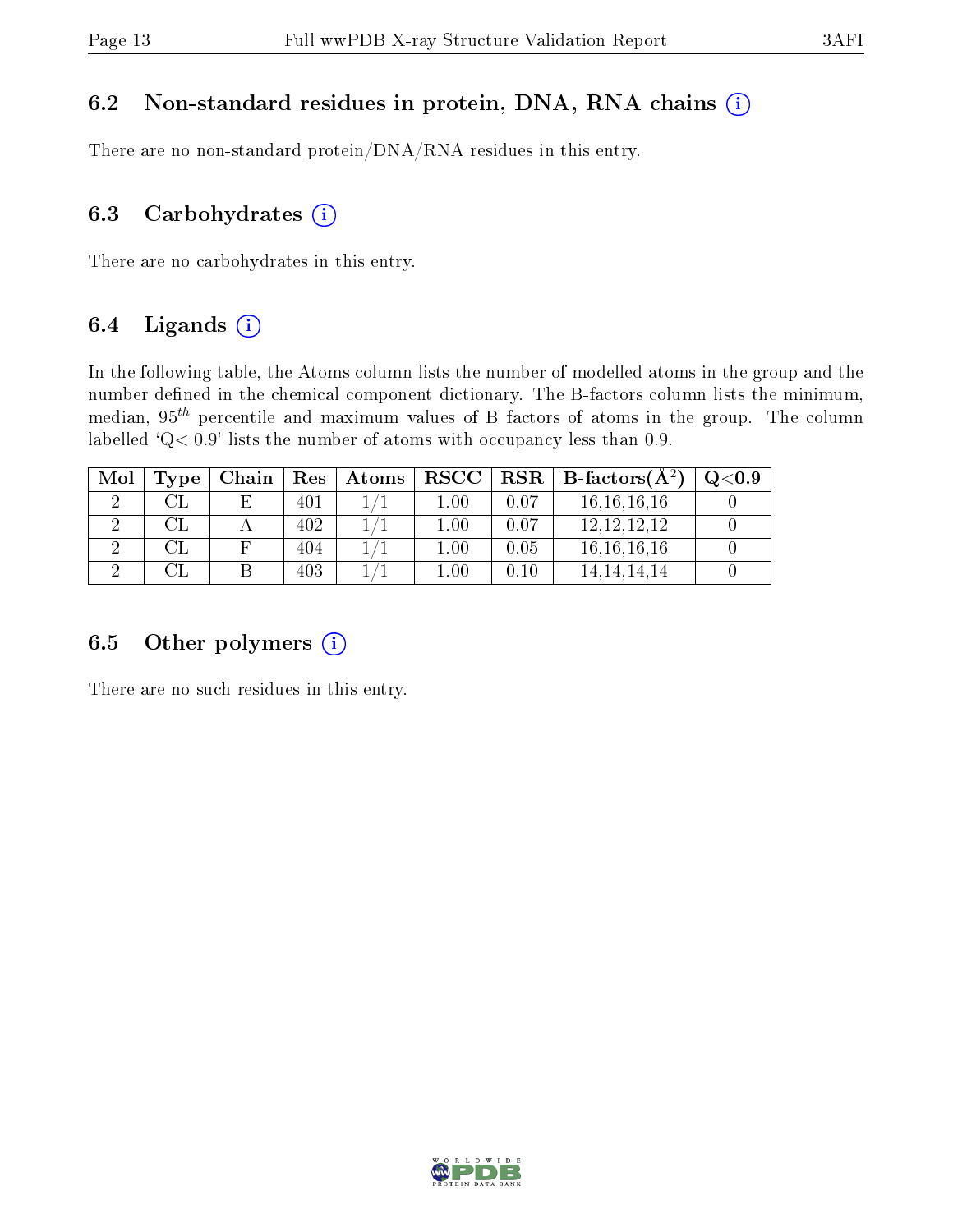### 6.2 Non-standard residues in protein, DNA, RNA chains

There are no non-standard protein/DNA/RNA residues in this entry.

### 6.3 Carbohydrates

There are no carbohydrates in this entry.

### 6.4 Ligands

In the following table, the Atoms column lists the number of modelled atoms in the group and the number defined in the chemical component dictionary. The B-factors column lists the minimum, median, $95^{th}$ percentile and maximum values of B factors of atoms in the group. The column labelled 'Q< 0.9' lists the number of atoms with occupancy less than 0.9.

| Mol | Type | Chain | Res | Atoms | RSCC | RSR | B-factors(Å$^2$) | Q<0.9 |
|---|---|---|---|---|---|---|---|---|
| 2 | CL | E | 401 | 1/1 | 1.00 | 0.07 | 16,16,16,16 | 0 |
| 2 | CL | A | 402 | 1/1 | 1.00 | 0.07 | 12,12,12,12 | 0 |
| 2 | CL | F | 404 | 1/1 | 1.00 | 0.05 | 16,16,16,16 | 0 |
| 2 | CL | B | 403 | 1/1 | 1.00 | 0.10 | 14,14,14,14 | 0 |

### 6.5 Other polymers

There are no such residues in this entry.